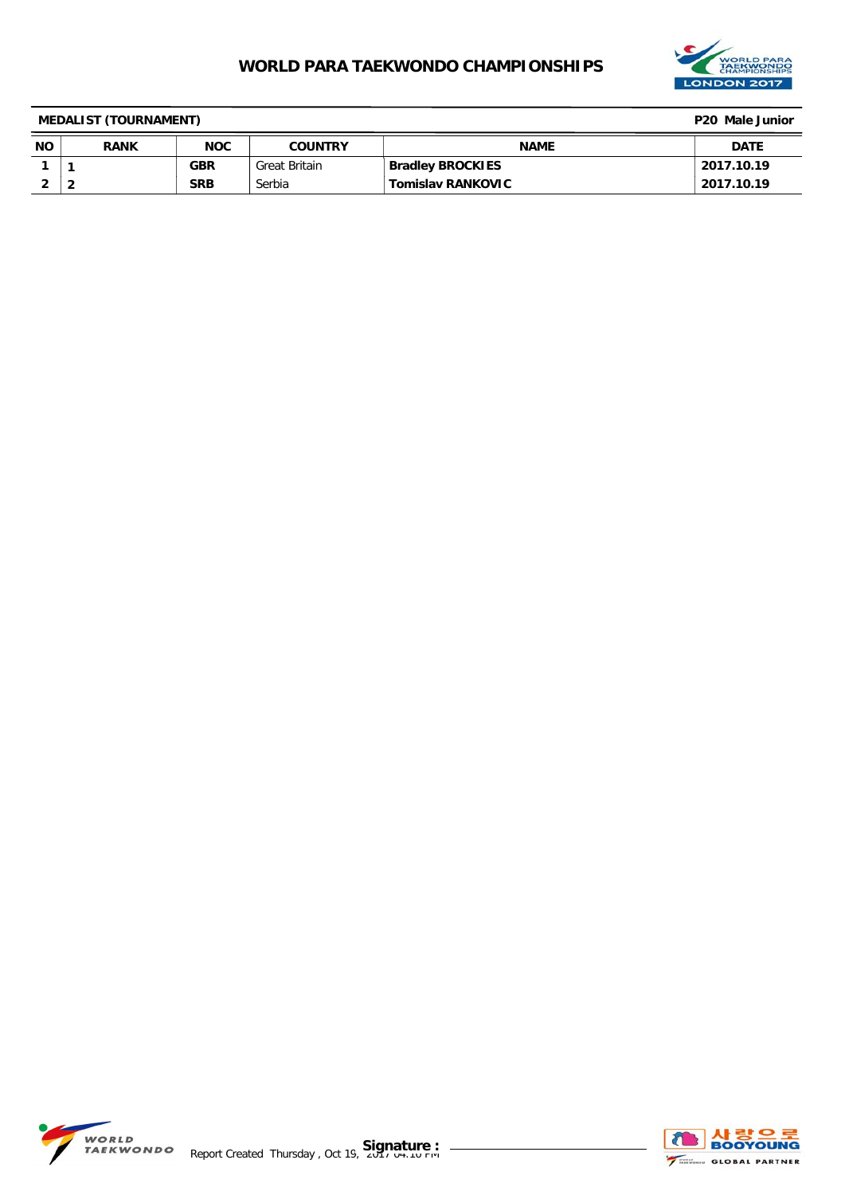# WORLD PARA TAEKWONDO CHAMPIONSHIPS

**MEDALIST (TOURNAMENT)** **P20 Male Junior**

| NO | RANK | NOC | COUNTRY | NAME | DATE |
|---|---|---|---|---|---|
| 1 | 1 | GBR | Great Britain | Bradley BROCKIES | 2017.10.19 |
| 2 | 2 | SRB | Serbia | Tomislav RANKOVIC | 2017.10.19 |

Report Created Thursday , Oct 19, 2017 04:10 PM

Signature :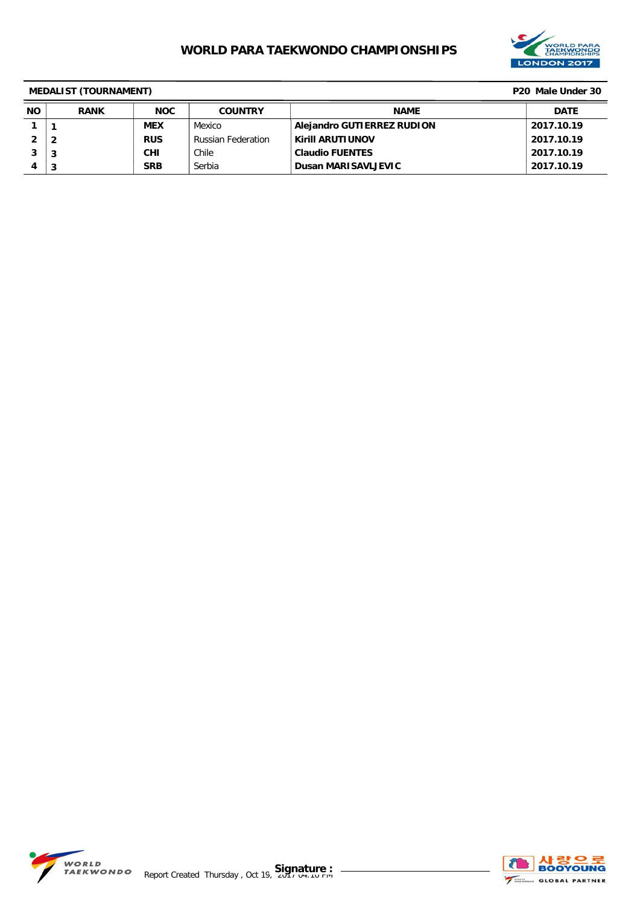# WORLD PARA TAEKWONDO CHAMPIONSHIPS

**MEDALIST (TOURNAMENT)** **P20 Male Under 30**

| NO | RANK | NOC | COUNTRY | NAME | DATE |
|---|---|---|---|---|---|
| 1 | 1 | MEX | Mexico | Alejandro GUTIERREZ RUDION | 2017.10.19 |
| 2 | 2 | RUS | Russian Federation | Kirill ARUTIUNOV | 2017.10.19 |
| 3 | 3 | CHI | Chile | Claudio FUENTES | 2017.10.19 |
| 4 | 3 | SRB | Serbia | Dusan MARISAVLJEVIC | 2017.10.19 |

Report Created Thursday , Oct 19, 2017 04:10 PM

**Signature :**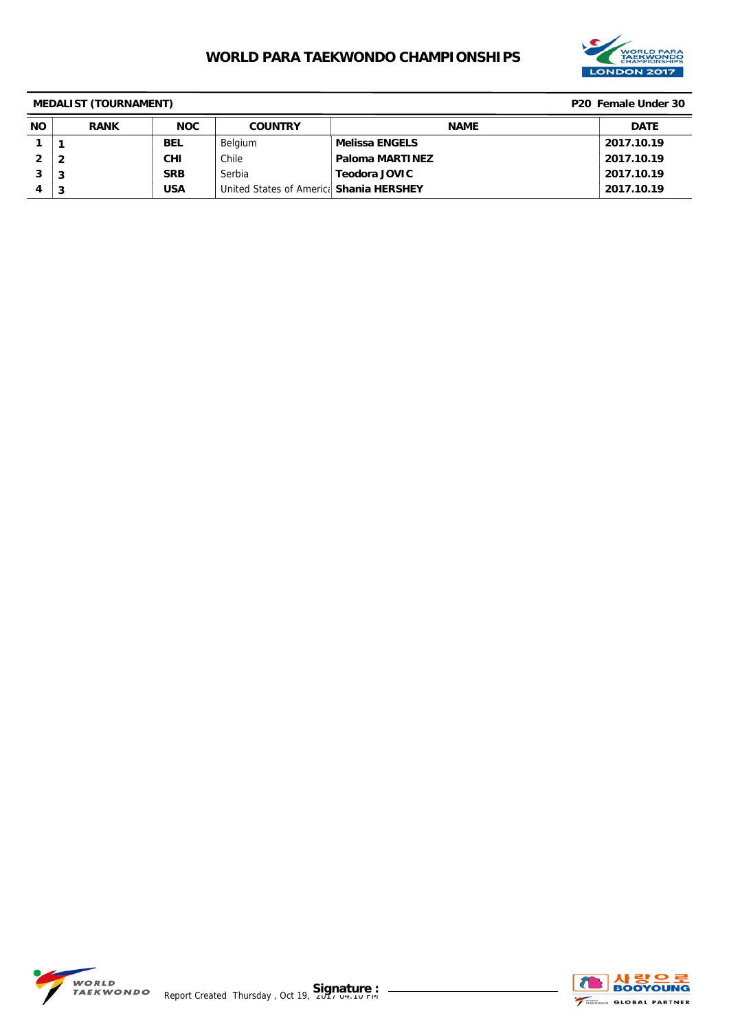# WORLD PARA TAEKWONDO CHAMPIONSHIPS

**MEDALIST (TOURNAMENT)** — **P20 Female Under 30**

| NO | RANK | NOC | COUNTRY | NAME | DATE |
|---|---|---|---|---|---|
| 1 | 1 | BEL | Belgium | Melissa ENGELS | 2017.10.19 |
| 2 | 2 | CHI | Chile | Paloma MARTINEZ | 2017.10.19 |
| 3 | 3 | SRB | Serbia | Teodora JOVIC | 2017.10.19 |
| 4 | 3 | USA | United States of America | Shania HERSHEY | 2017.10.19 |

Report Created Thursday , Oct 19, 2017 04:10 PM

Signature :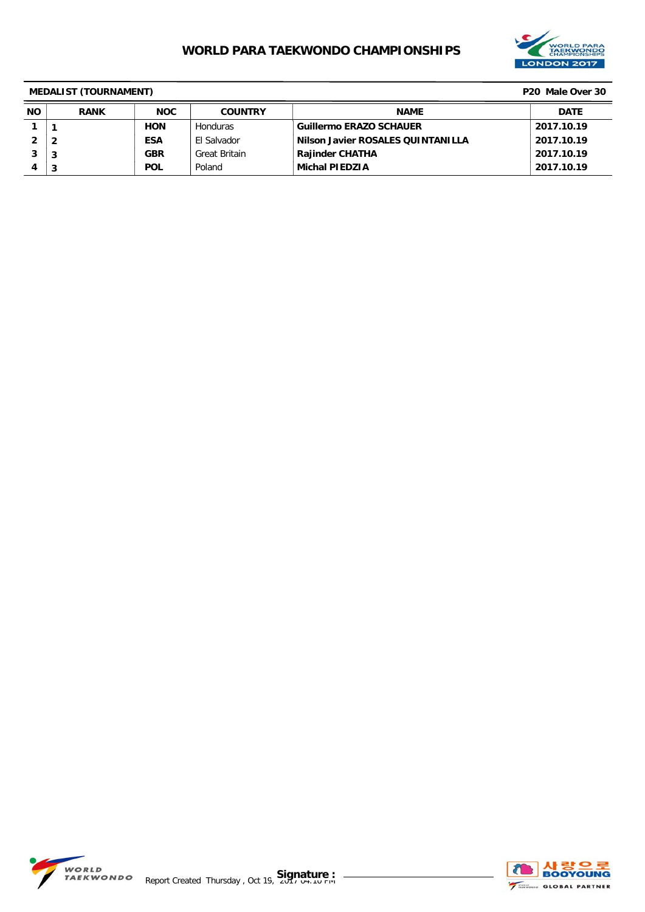# WORLD PARA TAEKWONDO CHAMPIONSHIPS

**MEDALIST (TOURNAMENT)** **P20 Male Over 30**

| NO | RANK | NOC | COUNTRY | NAME | DATE |
|---|---|---|---|---|---|
| 1 | 1 | HON | Honduras | Guillermo ERAZO SCHAUER | 2017.10.19 |
| 2 | 2 | ESA | El Salvador | Nilson Javier ROSALES QUINTANILLA | 2017.10.19 |
| 3 | 3 | GBR | Great Britain | Rajinder CHATHA | 2017.10.19 |
| 4 | 3 | POL | Poland | Michal PIEDZIA | 2017.10.19 |

Report Created Thursday , Oct 19, 2017 04:10 PM

**Signature :**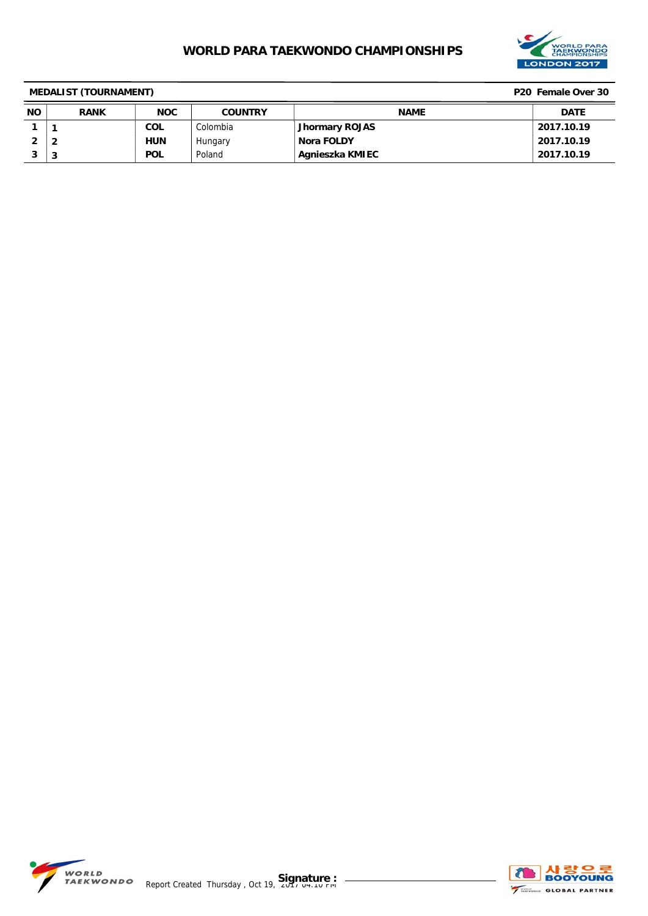# WORLD PARA TAEKWONDO CHAMPIONSHIPS

**MEDALIST (TOURNAMENT)** | **P20 Female Over 30**

| NO | RANK | NOC | COUNTRY | NAME | DATE |
|---|---|---|---|---|---|
| 1 | 1 | COL | Colombia | Jhormary ROJAS | 2017.10.19 |
| 2 | 2 | HUN | Hungary | Nora FOLDY | 2017.10.19 |
| 3 | 3 | POL | Poland | Agnieszka KMIEC | 2017.10.19 |

Report Created Thursday , Oct 19, 2017 04:10 PM

**Signature :**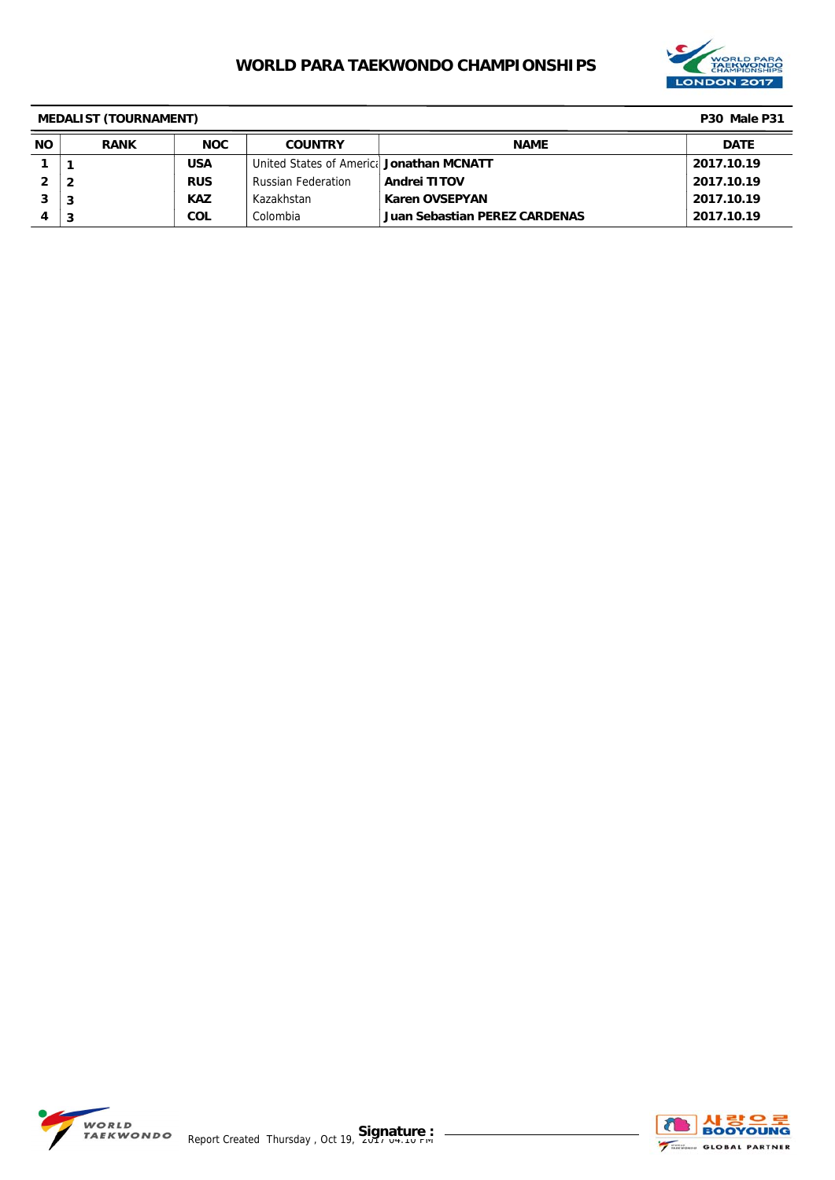# WORLD PARA TAEKWONDO CHAMPIONSHIPS

**MEDALIST (TOURNAMENT)** **P30 Male P31**

| NO | RANK | NOC | COUNTRY | NAME | DATE |
|---|---|---|---|---|---|
| 1 | 1 | USA | United States of America | Jonathan MCNATT | 2017.10.19 |
| 2 | 2 | RUS | Russian Federation | Andrei TITOV | 2017.10.19 |
| 3 | 3 | KAZ | Kazakhstan | Karen OVSEPYAN | 2017.10.19 |
| 4 | 3 | COL | Colombia | Juan Sebastian PEREZ CARDENAS | 2017.10.19 |

Report Created Thursday , Oct 19, 2017 04:10 PM

Signature :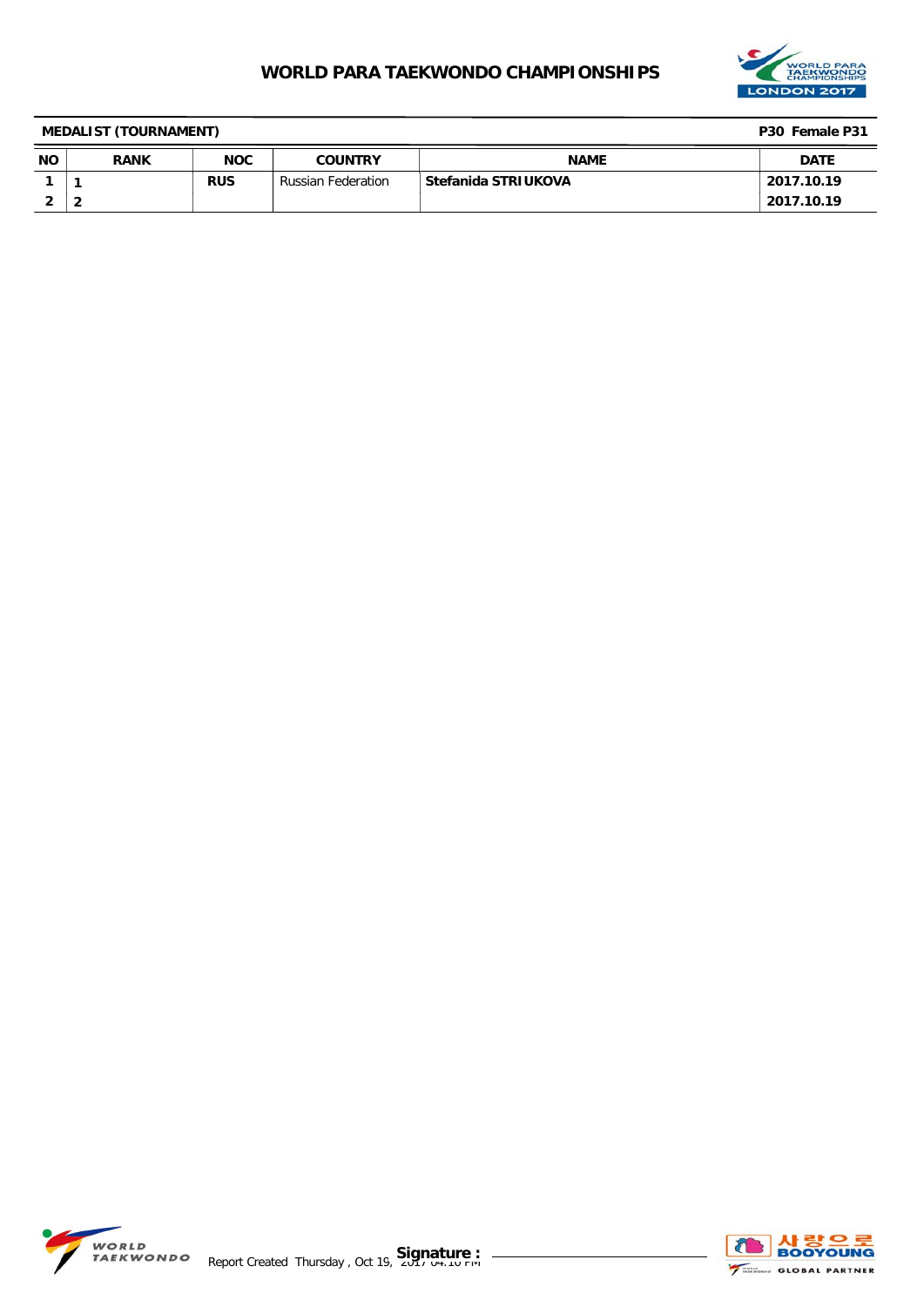# WORLD PARA TAEKWONDO CHAMPIONSHIPS

**MEDALIST (TOURNAMENT)** **P30 Female P31**

| NO | RANK | NOC | COUNTRY | NAME | DATE |
|---|---|---|---|---|---|
| 1 | 1 | RUS | Russian Federation | **Stefanida STRIUKOVA** | 2017.10.19 |
| 2 | 2 | | | | 2017.10.19 |

Report Created Thursday , Oct 19, 2017 04:10 PM **Signature :**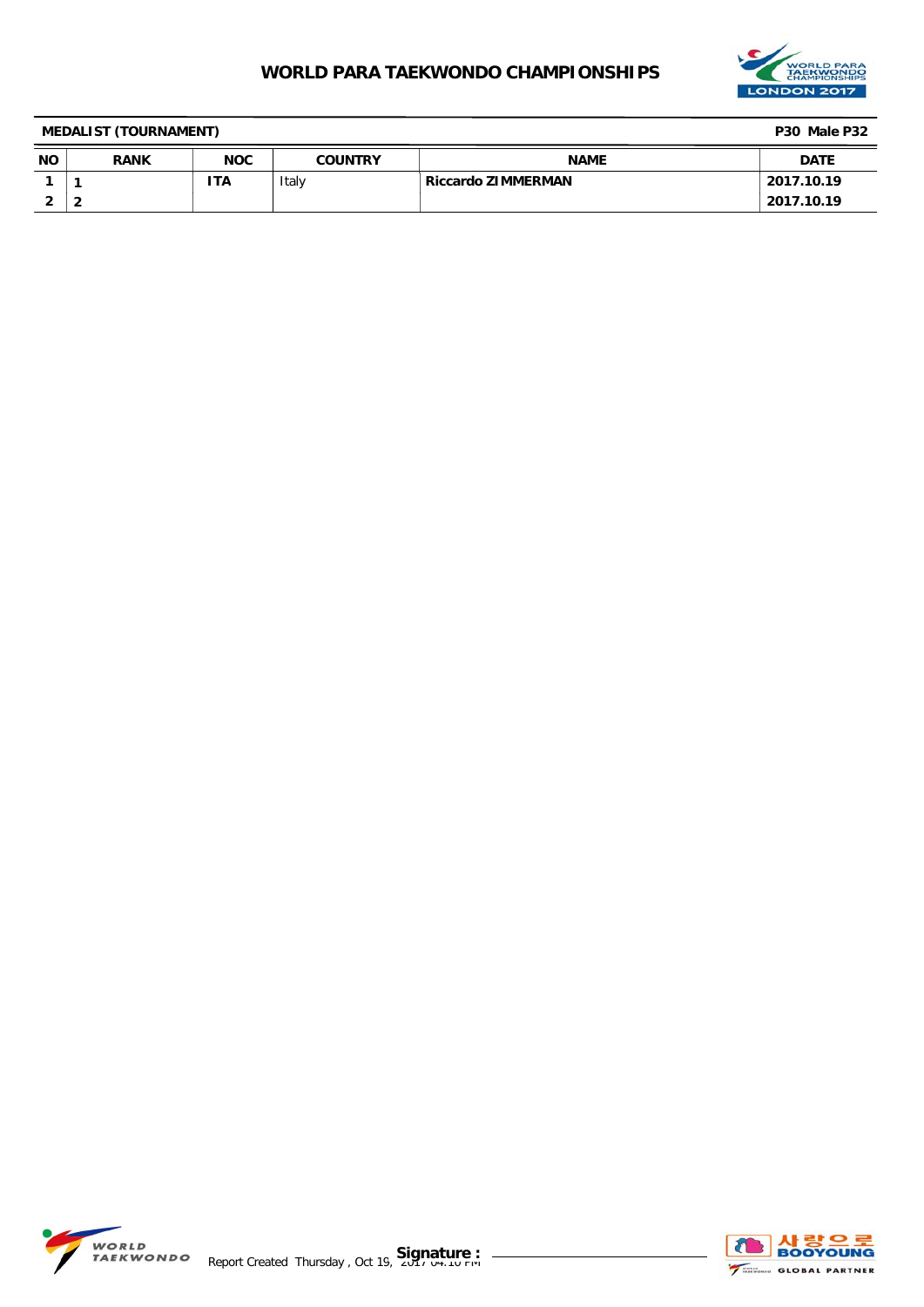# WORLD PARA TAEKWONDO CHAMPIONSHIPS

**MEDALIST (TOURNAMENT)** **P30 Male P32**

| NO | RANK | NOC | COUNTRY | NAME | DATE |
|---|---|---|---|---|---|
| 1 | 1 | ITA | Italy | Riccardo ZIMMERMAN | 2017.10.19 |
| 2 | 2 | | | | 2017.10.19 |

Report Created Thursday , Oct 19, 2017 04:10 PM **Signature :**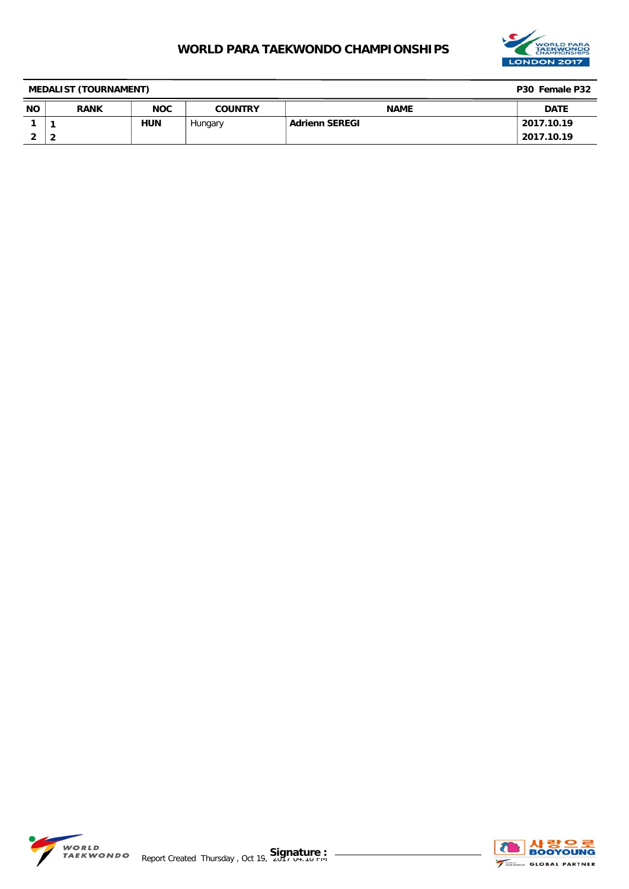# WORLD PARA TAEKWONDO CHAMPIONSHIPS

**MEDALIST (TOURNAMENT)** **P30 Female P32**

| NO | RANK | NOC | COUNTRY | NAME | DATE |
|---|---|---|---|---|---|
| 1 | 1 | HUN | Hungary | Adrienn SEREGI | 2017.10.19 |
| 2 | 2 | | | | 2017.10.19 |

Report Created Thursday , Oct 19, 2017 04:10 PM **Signature :**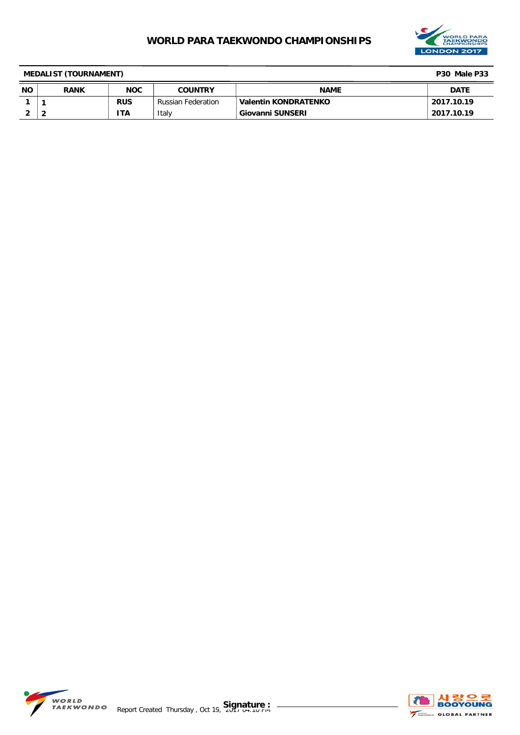# WORLD PARA TAEKWONDO CHAMPIONSHIPS

**MEDALIST (TOURNAMENT)** **P30 Male P33**

| NO | RANK | NOC | COUNTRY | NAME | DATE |
|---|---|---|---|---|---|
| 1 | 1 | RUS | Russian Federation | Valentin KONDRATENKO | 2017.10.19 |
| 2 | 2 | ITA | Italy | Giovanni SUNSERI | 2017.10.19 |

Report Created Thursday , Oct 19, 2017 04:10 PM **Signature :**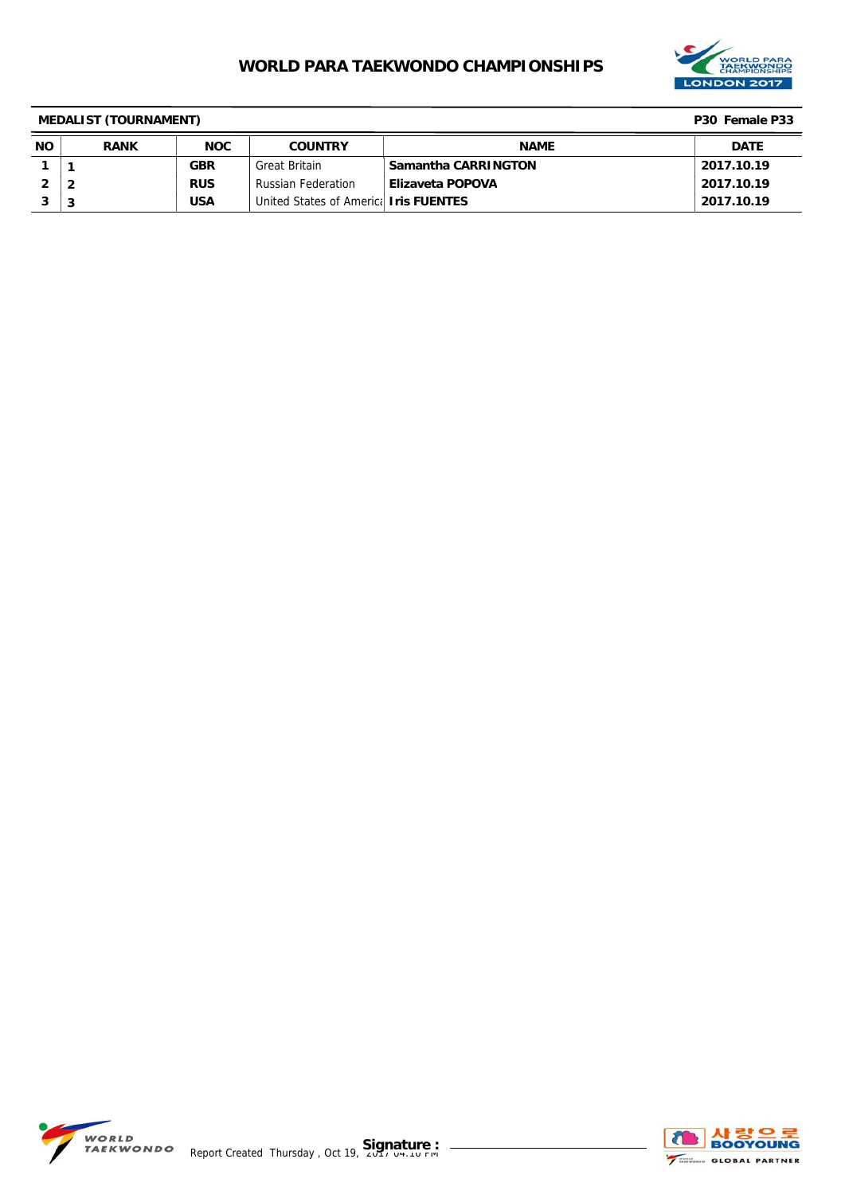# WORLD PARA TAEKWONDO CHAMPIONSHIPS

**MEDALIST (TOURNAMENT)** **P30 Female P33**

| NO | RANK | NOC | COUNTRY | NAME | DATE |
|---|---|---|---|---|---|
| 1 | 1 | GBR | Great Britain | Samantha CARRINGTON | 2017.10.19 |
| 2 | 2 | RUS | Russian Federation | Elizaveta POPOVA | 2017.10.19 |
| 3 | 3 | USA | United States of America | Iris FUENTES | 2017.10.19 |

Report Created Thursday , Oct 19, 2017 04:10 PM **Signature :**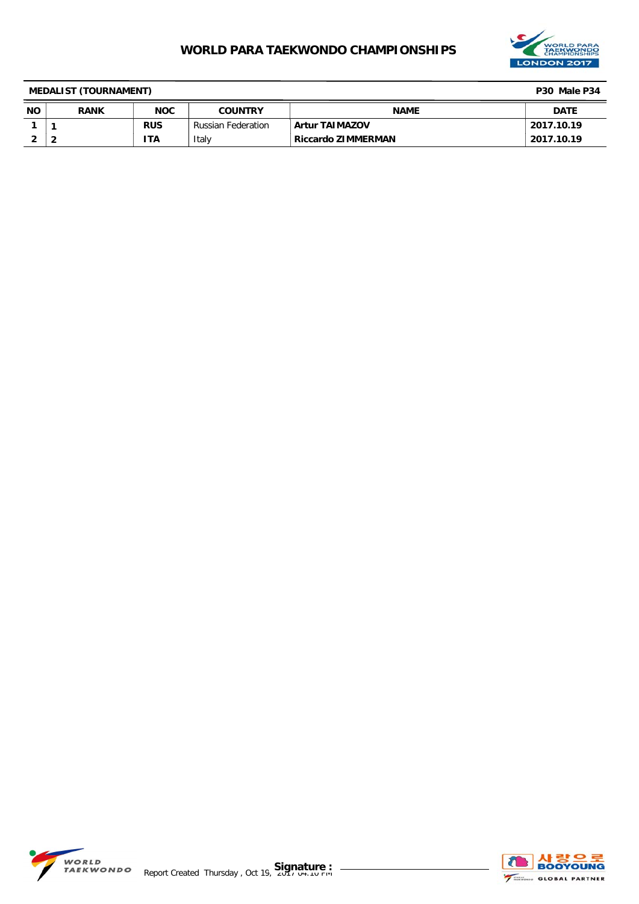# WORLD PARA TAEKWONDO CHAMPIONSHIPS

**MEDALIST (TOURNAMENT)** **P30 Male P34**

| NO | RANK | NOC | COUNTRY | NAME | DATE |
|---|---|---|---|---|---|
| 1 | 1 | RUS | Russian Federation | Artur TAIMAZOV | 2017.10.19 |
| 2 | 2 | ITA | Italy | Riccardo ZIMMERMAN | 2017.10.19 |

Report Created Thursday , Oct 19, 2017 04:10 PM

**Signature :**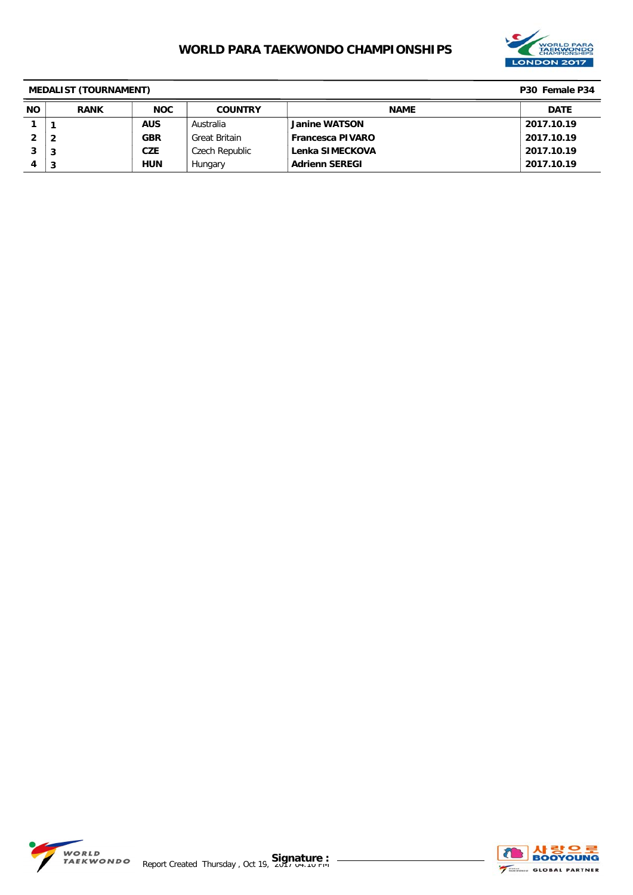# WORLD PARA TAEKWONDO CHAMPIONSHIPS

**MEDALIST (TOURNAMENT)** **P30 Female P34**

| NO | RANK | NOC | COUNTRY | NAME | DATE |
|---|---|---|---|---|---|
| 1 | 1 | AUS | Australia | Janine WATSON | 2017.10.19 |
| 2 | 2 | GBR | Great Britain | Francesca PIVARO | 2017.10.19 |
| 3 | 3 | CZE | Czech Republic | Lenka SIMECKOVA | 2017.10.19 |
| 4 | 3 | HUN | Hungary | Adrienn SEREGI | 2017.10.19 |

Report Created Thursday , Oct 19, 2017 04:10 PM

**Signature :**